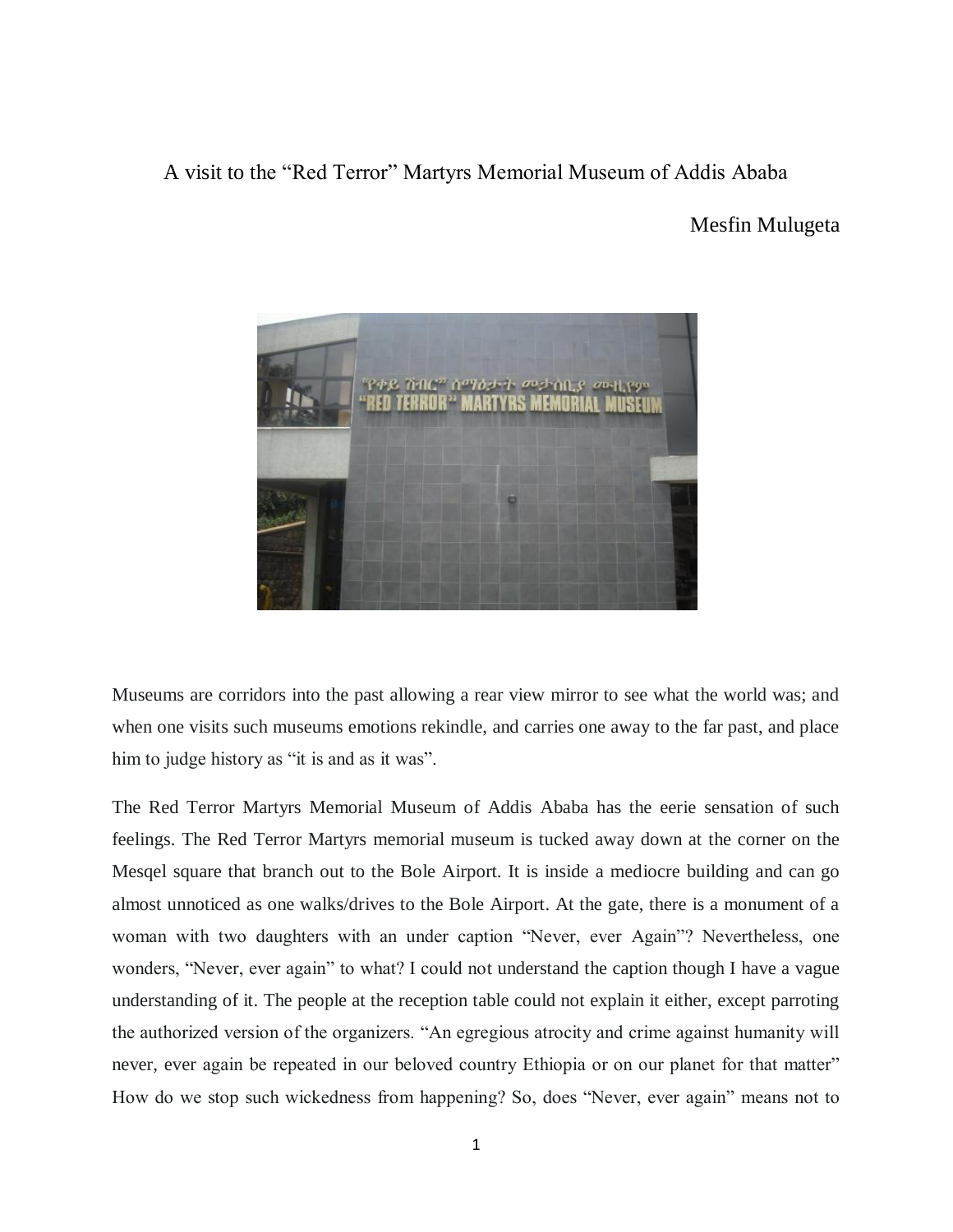# A visit to the "Red Terror" Martyrs Memorial Museum of Addis Ababa

Mesfin Mulugeta

Museums are corridors into the past allowing a rear view mirror to see what the world was; and when one visits such museums emotions rekindle, and carries one away to the far past, and place him to judge history as "it is and as it was".

The Red Terror Martyrs Memorial Museum of Addis Ababa has the eerie sensation of such feelings. The Red Terror Martyrs memorial museum is tucked away down at the corner on the Mesqel square that branch out to the Bole Airport. It is inside a mediocre building and can go almost unnoticed as one walks/drives to the Bole Airport. At the gate, there is a monument of a woman with two daughters with an under caption "Never, ever Again"? Nevertheless, one wonders, "Never, ever again" to what? I could not understand the caption though I have a vague understanding of it. The people at the reception table could not explain it either, except parroting the authorized version of the organizers. "An egregious atrocity and crime against humanity will never, ever again be repeated in our beloved country Ethiopia or on our planet for that matter" How do we stop such wickedness from happening? So, does "Never, ever again" means not to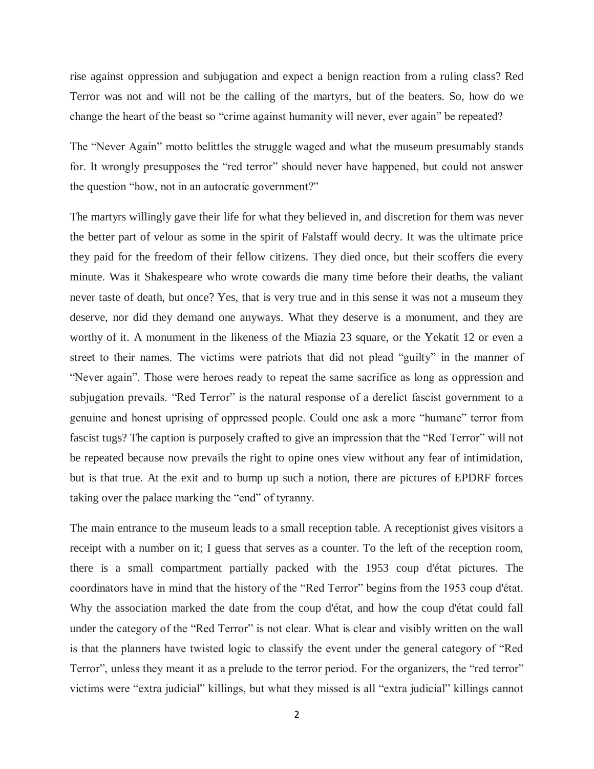rise against oppression and subjugation and expect a benign reaction from a ruling class? Red Terror was not and will not be the calling of the martyrs, but of the beaters. So, how do we change the heart of the beast so "crime against humanity will never, ever again" be repeated?

The "Never Again" motto belittles the struggle waged and what the museum presumably stands for. It wrongly presupposes the "red terror" should never have happened, but could not answer the question "how, not in an autocratic government?"

The martyrs willingly gave their life for what they believed in, and discretion for them was never the better part of velour as some in the spirit of Falstaff would decry. It was the ultimate price they paid for the freedom of their fellow citizens. They died once, but their scoffers die every minute. Was it Shakespeare who wrote cowards die many time before their deaths, the valiant never taste of death, but once? Yes, that is very true and in this sense it was not a museum they deserve, nor did they demand one anyways. What they deserve is a monument, and they are worthy of it. A monument in the likeness of the Miazia 23 square, or the Yekatit 12 or even a street to their names. The victims were patriots that did not plead "guilty" in the manner of "Never again". Those were heroes ready to repeat the same sacrifice as long as oppression and subjugation prevails. "Red Terror" is the natural response of a derelict fascist government to a genuine and honest uprising of oppressed people. Could one ask a more "humane" terror from fascist tugs? The caption is purposely crafted to give an impression that the "Red Terror" will not be repeated because now prevails the right to opine ones view without any fear of intimidation, but is that true. At the exit and to bump up such a notion, there are pictures of EPDRF forces taking over the palace marking the "end" of tyranny.

The main entrance to the museum leads to a small reception table. A receptionist gives visitors a receipt with a number on it; I guess that serves as a counter. To the left of the reception room, there is a small compartment partially packed with the 1953 coup d'état pictures. The coordinators have in mind that the history of the "Red Terror" begins from the 1953 coup d'état. Why the association marked the date from the coup d'état, and how the coup d'état could fall under the category of the "Red Terror" is not clear. What is clear and visibly written on the wall is that the planners have twisted logic to classify the event under the general category of "Red Terror", unless they meant it as a prelude to the terror period. For the organizers, the "red terror" victims were "extra judicial" killings, but what they missed is all "extra judicial" killings cannot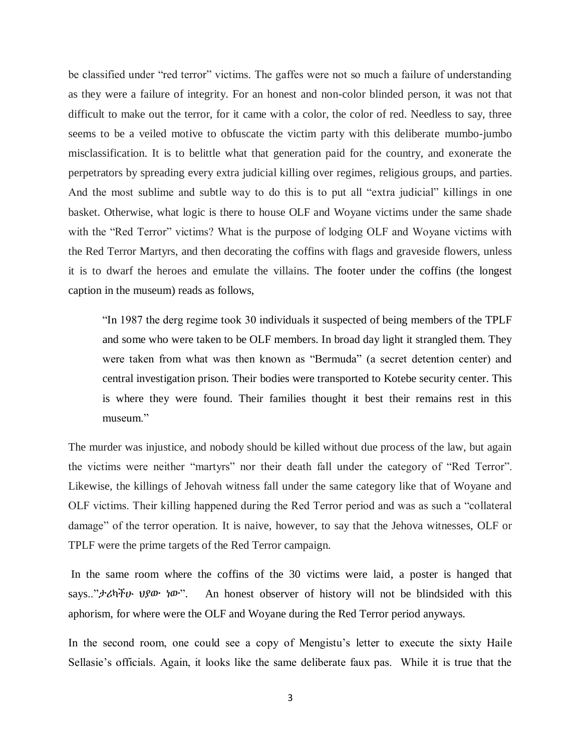be classified under "red terror" victims. The gaffes were not so much a failure of understanding as they were a failure of integrity. For an honest and non-color blinded person, it was not that difficult to make out the terror, for it came with a color, the color of red. Needless to say, three seems to be a veiled motive to obfuscate the victim party with this deliberate mumbo-jumbo misclassification. It is to belittle what that generation paid for the country, and exonerate the perpetrators by spreading every extra judicial killing over regimes, religious groups, and parties. And the most sublime and subtle way to do this is to put all "extra judicial" killings in one basket. Otherwise, what logic is there to house OLF and Woyane victims under the same shade with the "Red Terror" victims? What is the purpose of lodging OLF and Woyane victims with the Red Terror Martyrs, and then decorating the coffins with flags and graveside flowers, unless it is to dwarf the heroes and emulate the villains. The footer under the coffins (the longest caption in the museum) reads as follows,

> "In 1987 the derg regime took 30 individuals it suspected of being members of the TPLF and some who were taken to be OLF members. In broad day light it strangled them. They were taken from what was then known as "Bermuda" (a secret detention center) and central investigation prison. Their bodies were transported to Kotebe security center. This is where they were found. Their families thought it best their remains rest in this museum."

The murder was injustice, and nobody should be killed without due process of the law, but again the victims were neither "martyrs" nor their death fall under the category of "Red Terror". Likewise, the killings of Jehovah witness fall under the same category like that of Woyane and OLF victims. Their killing happened during the Red Terror period and was as such a "collateral damage" of the terror operation. It is naive, however, to say that the Jehova witnesses, OLF or TPLF were the prime targets of the Red Terror campaign.

In the same room where the coffins of the 30 victims were laid, a poster is hanged that says.."ታሪካችሁ ህያው ነው". An honest observer of history will not be blindsided with this aphorism, for where were the OLF and Woyane during the Red Terror period anyways.

In the second room, one could see a copy of Mengistu's letter to execute the sixty Haile Sellasie's officials. Again, it looks like the same deliberate faux pas. While it is true that the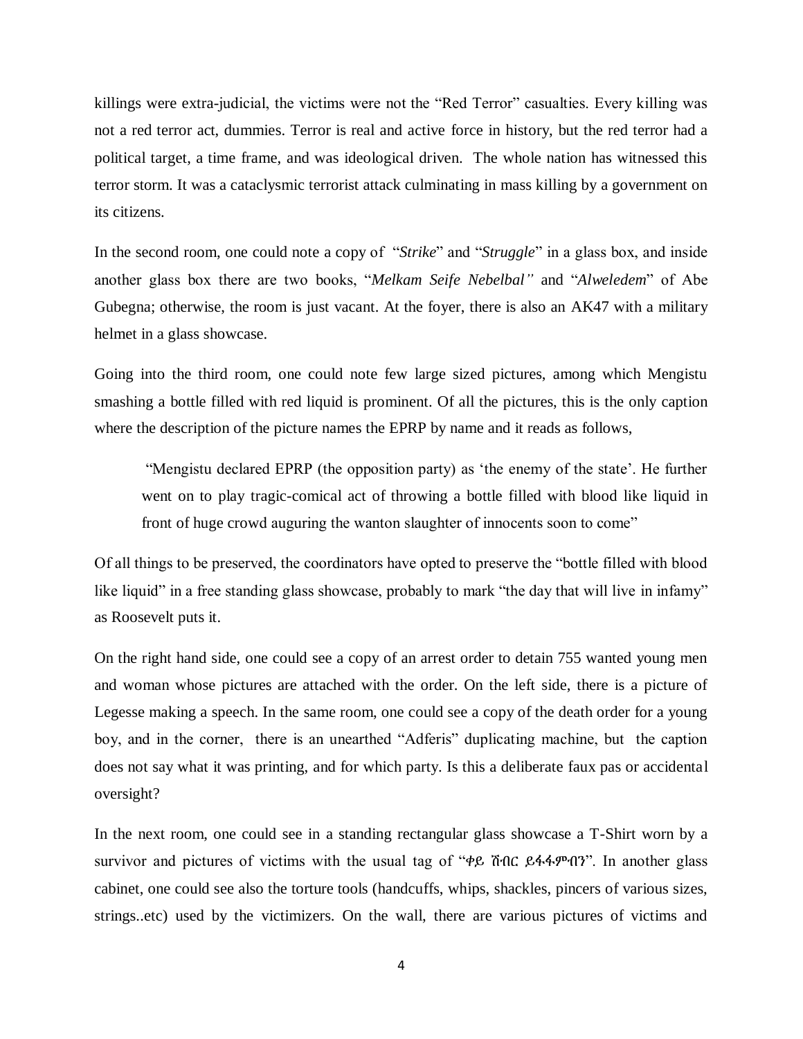killings were extra-judicial, the victims were not the "Red Terror" casualties. Every killing was not a red terror act, dummies. Terror is real and active force in history, but the red terror had a political target, a time frame, and was ideological driven. The whole nation has witnessed this terror storm. It was a cataclysmic terrorist attack culminating in mass killing by a government on its citizens.

In the second room, one could note a copy of "*Strike*" and "*Struggle*" in a glass box, and inside another glass box there are two books, "*Melkam Seife Nebelbal"* and "*Alweledem*" of Abe Gubegna; otherwise, the room is just vacant. At the foyer, there is also an AK47 with a military helmet in a glass showcase.

Going into the third room, one could note few large sized pictures, among which Mengistu smashing a bottle filled with red liquid is prominent. Of all the pictures, this is the only caption where the description of the picture names the EPRP by name and it reads as follows,

> "Mengistu declared EPRP (the opposition party) as 'the enemy of the state'. He further went on to play tragic-comical act of throwing a bottle filled with blood like liquid in front of huge crowd auguring the wanton slaughter of innocents soon to come"

Of all things to be preserved, the coordinators have opted to preserve the "bottle filled with blood like liquid" in a free standing glass showcase, probably to mark "the day that will live in infamy" as Roosevelt puts it.

On the right hand side, one could see a copy of an arrest order to detain 755 wanted young men and woman whose pictures are attached with the order. On the left side, there is a picture of Legesse making a speech. In the same room, one could see a copy of the death order for a young boy, and in the corner, there is an unearthed "Adferis" duplicating machine, but the caption does not say what it was printing, and for which party. Is this a deliberate faux pas or accidental oversight?

In the next room, one could see in a standing rectangular glass showcase a T-Shirt worn by a survivor and pictures of victims with the usual tag of "ቀይ ሽብር ይፋፋምብን". In another glass cabinet, one could see also the torture tools (handcuffs, whips, shackles, pincers of various sizes, strings..etc) used by the victimizers. On the wall, there are various pictures of victims and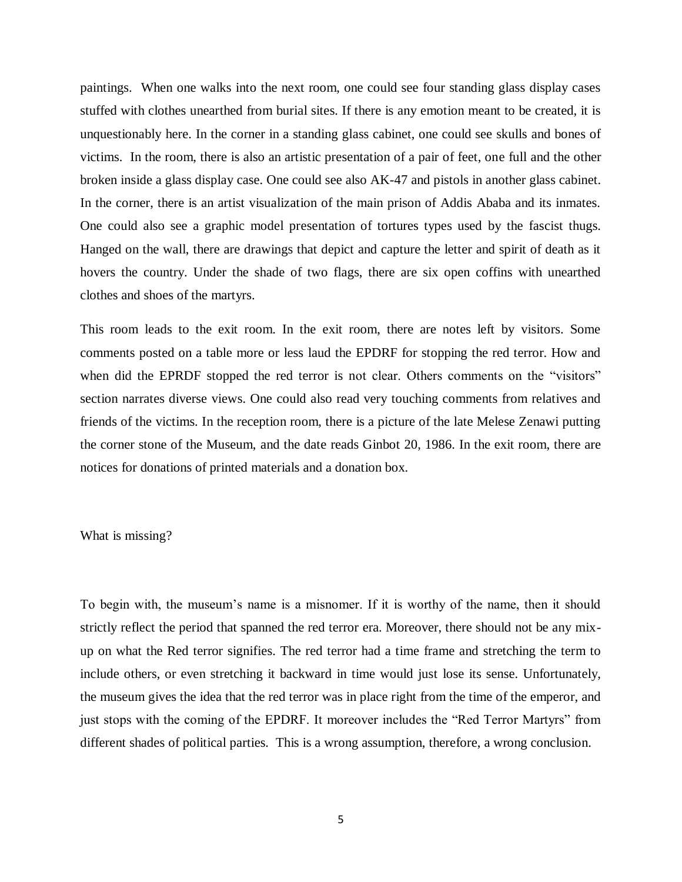paintings. When one walks into the next room, one could see four standing glass display cases stuffed with clothes unearthed from burial sites. If there is any emotion meant to be created, it is unquestionably here. In the corner in a standing glass cabinet, one could see skulls and bones of victims. In the room, there is also an artistic presentation of a pair of feet, one full and the other broken inside a glass display case. One could see also AK-47 and pistols in another glass cabinet. In the corner, there is an artist visualization of the main prison of Addis Ababa and its inmates. One could also see a graphic model presentation of tortures types used by the fascist thugs. Hanged on the wall, there are drawings that depict and capture the letter and spirit of death as it hovers the country. Under the shade of two flags, there are six open coffins with unearthed clothes and shoes of the martyrs.

This room leads to the exit room. In the exit room, there are notes left by visitors. Some comments posted on a table more or less laud the EPDRF for stopping the red terror. How and when did the EPRDF stopped the red terror is not clear. Others comments on the "visitors" section narrates diverse views. One could also read very touching comments from relatives and friends of the victims. In the reception room, there is a picture of the late Melese Zenawi putting the corner stone of the Museum, and the date reads Ginbot 20, 1986. In the exit room, there are notices for donations of printed materials and a donation box.

What is missing?

To begin with, the museum's name is a misnomer. If it is worthy of the name, then it should strictly reflect the period that spanned the red terror era. Moreover, there should not be any mix-up on what the Red terror signifies. The red terror had a time frame and stretching the term to include others, or even stretching it backward in time would just lose its sense. Unfortunately, the museum gives the idea that the red terror was in place right from the time of the emperor, and just stops with the coming of the EPDRF. It moreover includes the "Red Terror Martyrs" from different shades of political parties. This is a wrong assumption, therefore, a wrong conclusion.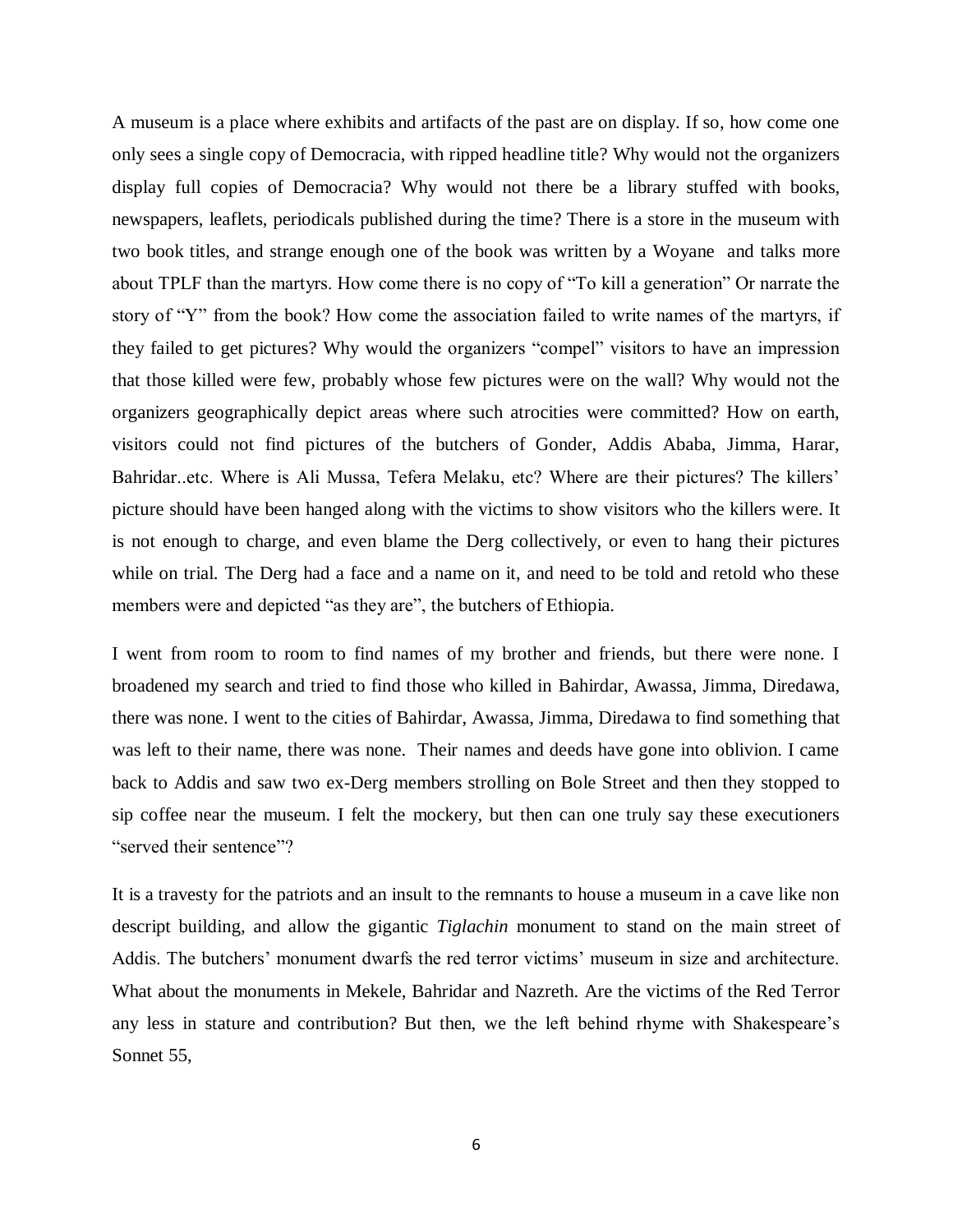A museum is a place where exhibits and artifacts of the past are on display. If so, how come one only sees a single copy of Democracia, with ripped headline title? Why would not the organizers display full copies of Democracia? Why would not there be a library stuffed with books, newspapers, leaflets, periodicals published during the time? There is a store in the museum with two book titles, and strange enough one of the book was written by a Woyane and talks more about TPLF than the martyrs. How come there is no copy of "To kill a generation" Or narrate the story of "Y" from the book? How come the association failed to write names of the martyrs, if they failed to get pictures? Why would the organizers "compel" visitors to have an impression that those killed were few, probably whose few pictures were on the wall? Why would not the organizers geographically depict areas where such atrocities were committed? How on earth, visitors could not find pictures of the butchers of Gonder, Addis Ababa, Jimma, Harar, Bahridar..etc. Where is Ali Mussa, Tefera Melaku, etc? Where are their pictures? The killers' picture should have been hanged along with the victims to show visitors who the killers were. It is not enough to charge, and even blame the Derg collectively, or even to hang their pictures while on trial. The Derg had a face and a name on it, and need to be told and retold who these members were and depicted "as they are", the butchers of Ethiopia.

I went from room to room to find names of my brother and friends, but there were none. I broadened my search and tried to find those who killed in Bahirdar, Awassa, Jimma, Diredawa, there was none. I went to the cities of Bahirdar, Awassa, Jimma, Diredawa to find something that was left to their name, there was none. Their names and deeds have gone into oblivion. I came back to Addis and saw two ex-Derg members strolling on Bole Street and then they stopped to sip coffee near the museum. I felt the mockery, but then can one truly say these executioners "served their sentence"?

It is a travesty for the patriots and an insult to the remnants to house a museum in a cave like non descript building, and allow the gigantic *Tiglachin* monument to stand on the main street of Addis. The butchers' monument dwarfs the red terror victims' museum in size and architecture. What about the monuments in Mekele, Bahridar and Nazreth. Are the victims of the Red Terror any less in stature and contribution? But then, we the left behind rhyme with Shakespeare's Sonnet 55,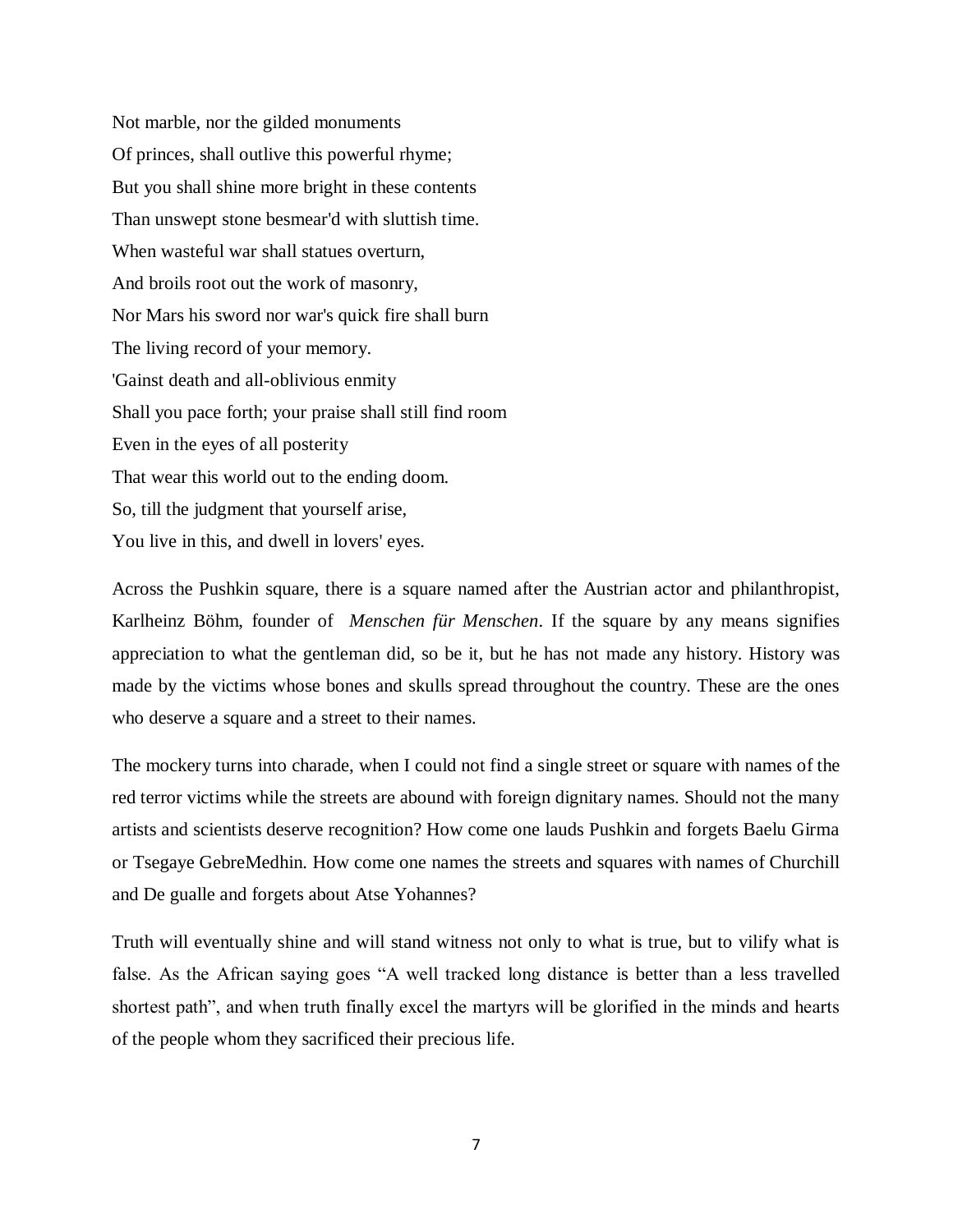Not marble, nor the gilded monuments  
Of princes, shall outlive this powerful rhyme;  
But you shall shine more bright in these contents  
Than unswept stone besmear'd with sluttish time.  
When wasteful war shall statues overturn,  
And broils root out the work of masonry,  
Nor Mars his sword nor war's quick fire shall burn  
The living record of your memory.  
'Gainst death and all-oblivious enmity  
Shall you pace forth; your praise shall still find room  
Even in the eyes of all posterity  
That wear this world out to the ending doom.  
So, till the judgment that yourself arise,  
You live in this, and dwell in lovers' eyes.

Across the Pushkin square, there is a square named after the Austrian actor and philanthropist, Karlheinz Böhm, founder of *Menschen für Menschen*. If the square by any means signifies appreciation to what the gentleman did, so be it, but he has not made any history. History was made by the victims whose bones and skulls spread throughout the country. These are the ones who deserve a square and a street to their names.

The mockery turns into charade, when I could not find a single street or square with names of the red terror victims while the streets are abound with foreign dignitary names. Should not the many artists and scientists deserve recognition? How come one lauds Pushkin and forgets Baelu Girma or Tsegaye GebreMedhin. How come one names the streets and squares with names of Churchill and De gualle and forgets about Atse Yohannes?

Truth will eventually shine and will stand witness not only to what is true, but to vilify what is false. As the African saying goes "A well tracked long distance is better than a less travelled shortest path", and when truth finally excel the martyrs will be glorified in the minds and hearts of the people whom they sacrificed their precious life.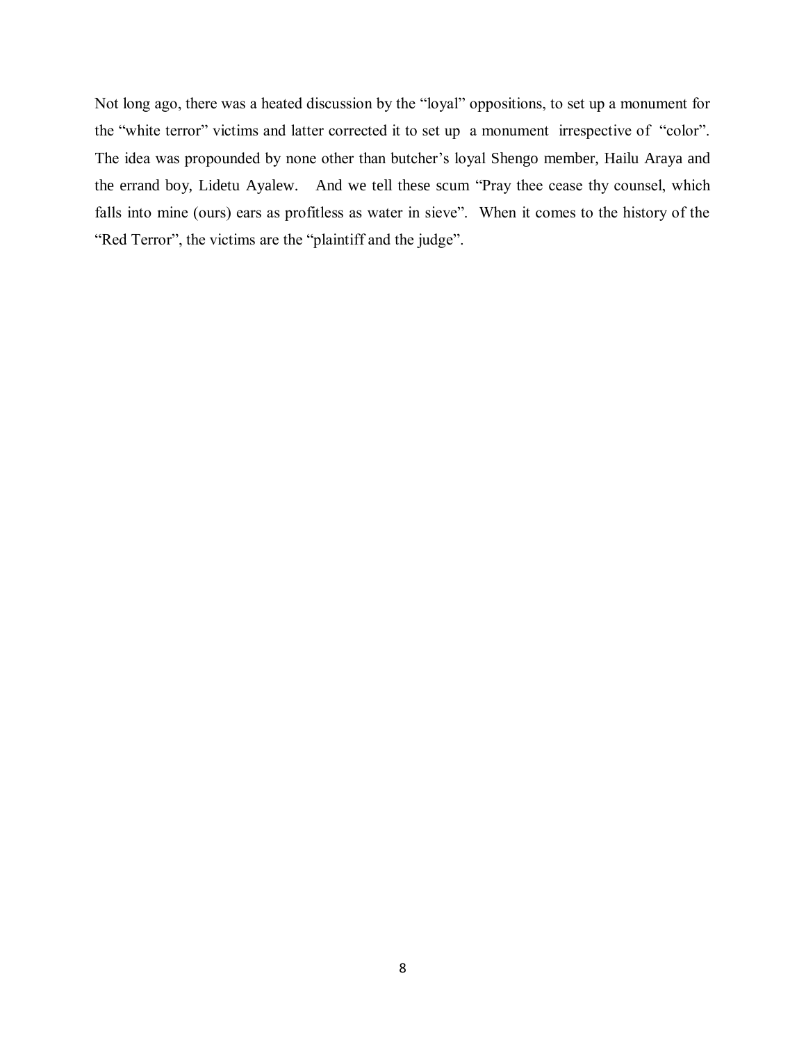Not long ago, there was a heated discussion by the “loyal” oppositions, to set up a monument for the “white terror” victims and latter corrected it to set up a monument irrespective of “color”. The idea was propounded by none other than butcher’s loyal Shengo member, Hailu Araya and the errand boy, Lidetu Ayalew. And we tell these scum “Pray thee cease thy counsel, which falls into mine (ours) ears as profitless as water in sieve”. When it comes to the history of the “Red Terror”, the victims are the “plaintiff and the judge”.